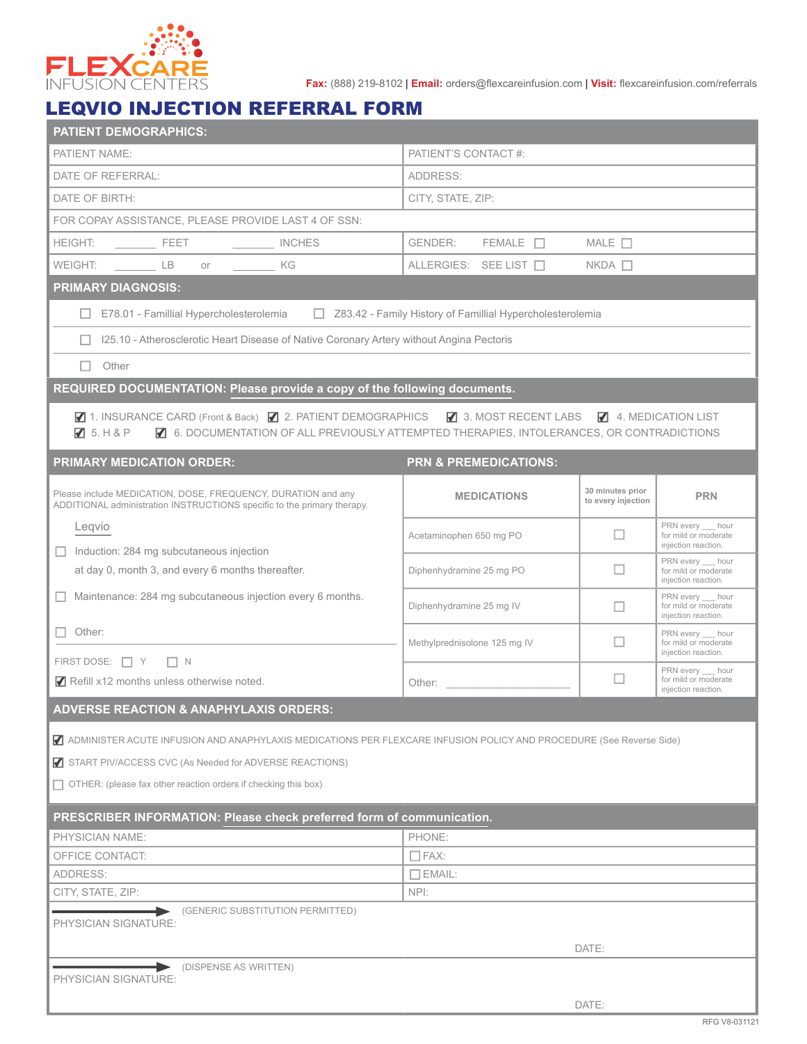FLEXCARE INFUSION CENTERS

**Fax:** (888) 219-8102 | **Email:** orders@flexcareinfusion.com | **Visit:** flexcareinfusion.com/referrals

# LEQVIO INJECTION REFERRAL FORM

## PATIENT DEMOGRAPHICS:

| | |
|---|---|
| PATIENT NAME: | PATIENT'S CONTACT #: |
| DATE OF REFERRAL: | ADDRESS: |
| DATE OF BIRTH: | CITY, STATE, ZIP: |
| FOR COPAY ASSISTANCE, PLEASE PROVIDE LAST 4 OF SSN: | |
| HEIGHT: _______ FEET _______ INCHES | GENDER: FEMALE ☐ MALE ☐ |
| WEIGHT: _______ LB or _______ KG | ALLERGIES: SEE LIST ☐ NKDA ☐ |

## PRIMARY DIAGNOSIS:

☐ E78.01 - Famillial Hypercholesterolemia ☐ Z83.42 - Family History of Famillial Hypercholesterolemia

☐ I25.10 - Atherosclerotic Heart Disease of Native Coronary Artery without Angina Pectoris

☐ Other

## REQUIRED DOCUMENTATION: Please provide a copy of the following documents.

☑ 1. INSURANCE CARD (Front & Back) ☑ 2. PATIENT DEMOGRAPHICS ☑ 3. MOST RECENT LABS ☑ 4. MEDICATION LIST
☑ 5. H & P ☑ 6. DOCUMENTATION OF ALL PREVIOUSLY ATTEMPTED THERAPIES, INTOLERANCES, OR CONTRADICTIONS

## PRIMARY MEDICATION ORDER:

Please include MEDICATION, DOSE, FREQUENCY, DURATION and any ADDITIONAL administration INSTRUCTIONS specific to the primary therapy.

Leqvio

☐ Induction: 284 mg subcutaneous injection at day 0, month 3, and every 6 months thereafter.

☐ Maintenance: 284 mg subcutaneous injection every 6 months.

☐ Other: ______________________

FIRST DOSE: ☐ Y ☐ N

☑ Refill x12 months unless otherwise noted.

## PRN & PREMEDICATIONS:

| MEDICATIONS | 30 minutes prior to every injection | PRN |
|---|---|---|
| Acetaminophen 650 mg PO | ☐ | PRN every ___ hour for mild or moderate injection reaction. |
| Diphenhydramine 25 mg PO | ☐ | PRN every ___ hour for mild or moderate injection reaction. |
| Diphenhydramine 25 mg IV | ☐ | PRN every ___ hour for mild or moderate injection reaction. |
| Methylprednisolone 125 mg IV | ☐ | PRN every ___ hour for mild or moderate injection reaction. |
| Other: ______________ | ☐ | PRN every ___ hour for mild or moderate injection reaction. |

## ADVERSE REACTION & ANAPHYLAXIS ORDERS:

☑ ADMINISTER ACUTE INFUSION AND ANAPHYLAXIS MEDICATIONS PER FLEXCARE INFUSION POLICY AND PROCEDURE (See Reverse Side)

☑ START PIV/ACCESS CVC (As Needed for ADVERSE REACTIONS)

☐ OTHER: (please fax other reaction orders if checking this box)

## PRESCRIBER INFORMATION: Please check preferred form of communication.

| | |
|---|---|
| PHYSICIAN NAME: | PHONE: |
| OFFICE CONTACT: | ☐ FAX: |
| ADDRESS: | ☐ EMAIL: |
| CITY, STATE, ZIP: | NPI: |

PHYSICIAN SIGNATURE: ➞ (GENERIC SUBSTITUTION PERMITTED) DATE:

PHYSICIAN SIGNATURE: ➞ (DISPENSE AS WRITTEN) DATE:

RFG V8-031121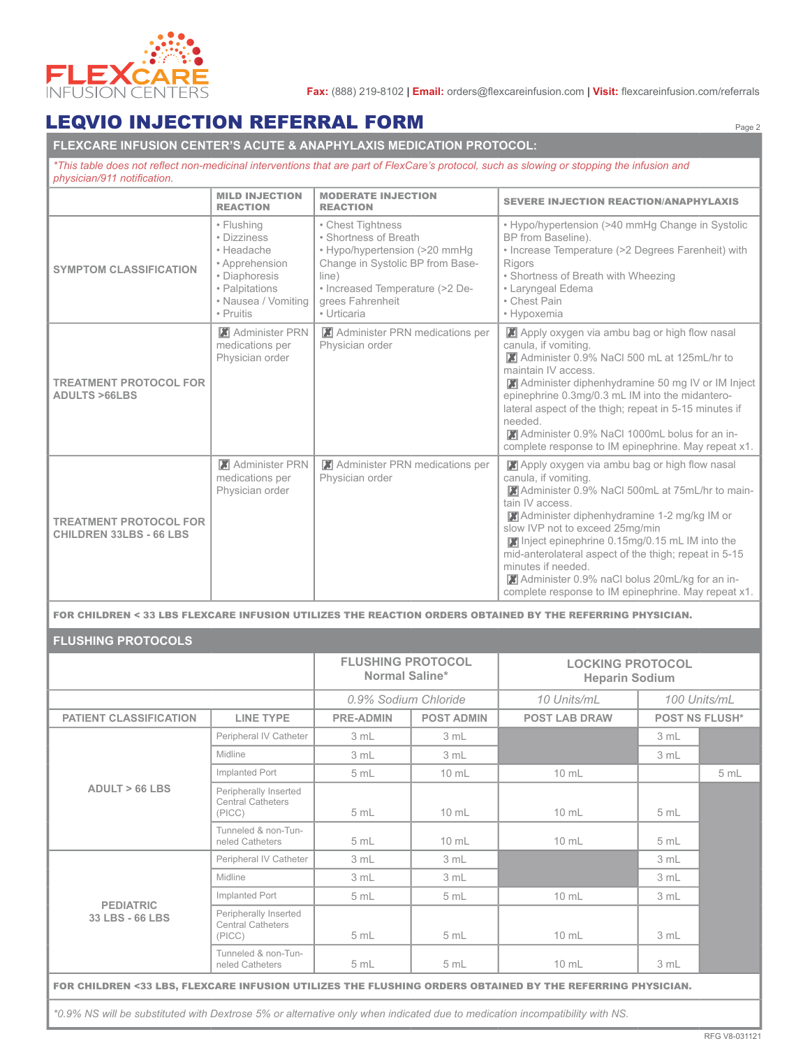# LEQVIO INJECTION REFERRAL FORM

## FLEXCARE INFUSION CENTER'S ACUTE & ANAPHYLAXIS MEDICATION PROTOCOL:

*\*This table does not reflect non-medicinal interventions that are part of FlexCare's protocol, such as slowing or stopping the infusion and physician/911 notification.*

| | MILD INJECTION REACTION | MODERATE INJECTION REACTION | SEVERE INJECTION REACTION/ANAPHYLAXIS |
|---|---|---|---|
| **SYMPTOM CLASSIFICATION** | • Flushing<br>• Dizziness<br>• Headache<br>• Apprehension<br>• Diaphoresis<br>• Palpitations<br>• Nausea / Vomiting<br>• Pruitis | • Chest Tightness<br>• Shortness of Breath<br>• Hypo/hypertension (>20 mmHg Change in Systolic BP from Baseline)<br>• Increased Temperature (>2 Degrees Fahrenheit)<br>• Urticaria | • Hypo/hypertension (>40 mmHg Change in Systolic BP from Baseline).<br>• Increase Temperature (>2 Degrees Farenheit) with Rigors<br>• Shortness of Breath with Wheezing<br>• Laryngeal Edema<br>• Chest Pain<br>• Hypoxemia |
| **TREATMENT PROTOCOL FOR ADULTS >66LBS** | ☒ Administer PRN medications per Physician order | ☒ Administer PRN medications per Physician order | ☒ Apply oxygen via ambu bag or high flow nasal canula, if vomiting.<br>☒ Administer 0.9% NaCl 500 mL at 125mL/hr to maintain IV access.<br>☒ Administer diphenhydramine 50 mg IV or IM Inject epinephrine 0.3mg/0.3 mL IM into the midantero-lateral aspect of the thigh; repeat in 5-15 minutes if needed.<br>☒ Administer 0.9% NaCl 1000mL bolus for an incomplete response to IM epinephrine. May repeat x1. |
| **TREATMENT PROTOCOL FOR CHILDREN 33LBS - 66 LBS** | ☒ Administer PRN medications per Physician order | ☒ Administer PRN medications per Physician order | ☒ Apply oxygen via ambu bag or high flow nasal canula, if vomiting.<br>☒ Administer 0.9% NaCl 500mL at 75mL/hr to maintain IV access.<br>☒ Administer diphenhydramine 1-2 mg/kg IM or slow IVP not to exceed 25mg/min<br>☒ Inject epinephrine 0.15mg/0.15 mL IM into the mid-anterolateral aspect of the thigh; repeat in 5-15 minutes if needed.<br>☒ Administer 0.9% naCl bolus 20mL/kg for an incomplete response to IM epinephrine. May repeat x1. |

**FOR CHILDREN < 33 LBS FLEXCARE INFUSION UTILIZES THE REACTION ORDERS OBTAINED BY THE REFERRING PHYSICIAN.**

## FLUSHING PROTOCOLS

| | | FLUSHING PROTOCOL Normal Saline* | | LOCKING PROTOCOL Heparin Sodium | | |
|---|---|---|---|---|---|---|
| | | *0.9% Sodium Chloride* | | *10 Units/mL* | *100 Units/mL* | |
| **PATIENT CLASSIFICATION** | **LINE TYPE** | **PRE-ADMIN** | **POST ADMIN** | **POST LAB DRAW** | **POST NS FLUSH*** | |
| **ADULT > 66 LBS** | Peripheral IV Catheter | 3 mL | 3 mL | | 3 mL | |
| | Midline | 3 mL | 3 mL | | 3 mL | |
| | Implanted Port | 5 mL | 10 mL | 10 mL | | 5 mL |
| | Peripherally Inserted Central Catheters (PICC) | 5 mL | 10 mL | 10 mL | 5 mL | |
| | Tunneled & non-Tunneled Catheters | 5 mL | 10 mL | 10 mL | 5 mL | |
| **PEDIATRIC 33 LBS - 66 LBS** | Peripheral IV Catheter | 3 mL | 3 mL | | 3 mL | |
| | Midline | 3 mL | 3 mL | | 3 mL | |
| | Implanted Port | 5 mL | 5 mL | 10 mL | 3 mL | |
| | Peripherally Inserted Central Catheters (PICC) | 5 mL | 5 mL | 10 mL | 3 mL | |
| | Tunneled & non-Tunneled Catheters | 5 mL | 5 mL | 10 mL | 3 mL | |

**FOR CHILDREN <33 LBS, FLEXCARE INFUSION UTILIZES THE FLUSHING ORDERS OBTAINED BY THE REFERRING PHYSICIAN.**

*\*0.9% NS will be substituted with Dextrose 5% or alternative only when indicated due to medication incompatibility with NS.*